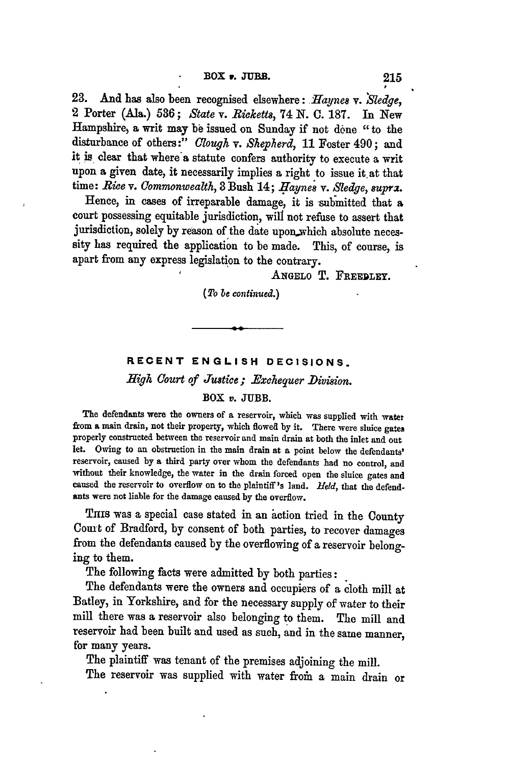23. And has also been recognised elsewhere: *Haynes* v. *Sledge*, 2 Porter (Ala.) 536; *State* v. *Ricketts*, 74 N. C. 187. In New Hampshire, a writ may be issued on Sunday if not done "to the disturbance of others:" *Clough* v. *Shepherd*, 11 Foster 490; and it is clear that where a statute confers authority to execute a writ upon a given date, it necessarily implies a right to issue it at that time: *Rice* v. *Commonwealth*, 3 Bush 14; *Haynes* v. *Sledge*, *supra*.

Hence, in cases of irreparable damage, it is submitted that a court possessing equitable jurisdiction, will not refuse to assert that jurisdiction, solely by reason of the date upon which absolute necessity has required the application to be made. This, of course, is apart from any express legislation to the contrary.

ANGELO T. FREEDLEY.

(*To be continued.*)

---

## RECENT ENGLISH DECISIONS.

### *High Court of Justice; Exchequer Division.*

### BOX *v.* JUBB.

The defendants were the owners of a reservoir, which was supplied with water from a main drain, not their property, which flowed by it. There were sluice gates properly constructed between the reservoir and main drain at both the inlet and out let. Owing to an obstruction in the main drain at a point below the defendants' reservoir, caused by a third party over whom the defendants had no control, and without their knowledge, the water in the drain forced open the sluice gates and caused the reservoir to overflow on to the plaintiff's land. *Held*, that the defendants were not liable for the damage caused by the overflow.

THIS was a special case stated in an action tried in the County Court of Bradford, by consent of both parties, to recover damages from the defendants caused by the overflowing of a reservoir belonging to them.

The following facts were admitted by both parties:

The defendants were the owners and occupiers of a cloth mill at Batley, in Yorkshire, and for the necessary supply of water to their mill there was a reservoir also belonging to them. The mill and reservoir had been built and used as such, and in the same manner, for many years.

The plaintiff was tenant of the premises adjoining the mill.

The reservoir was supplied with water from a main drain or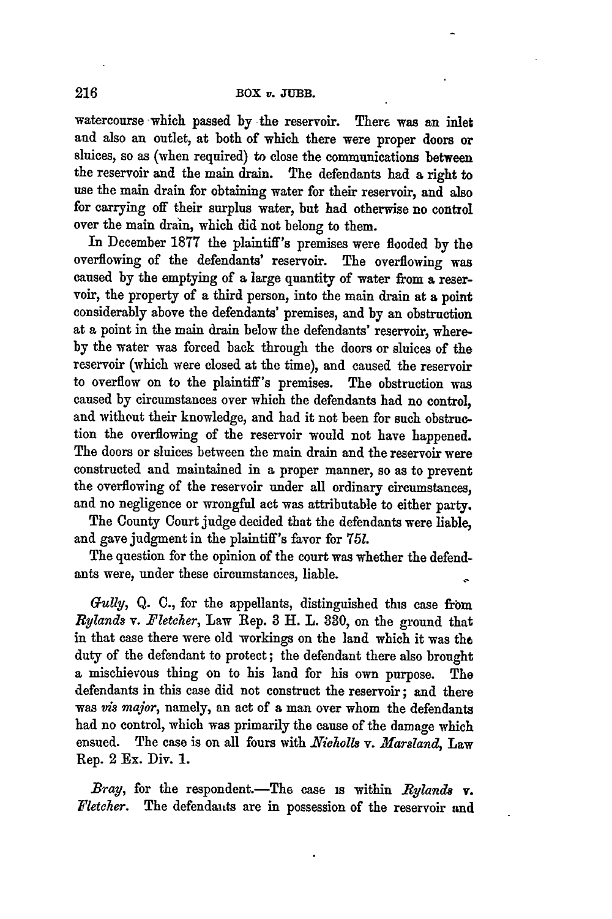watercourse which passed by the reservoir. There was an inlet and also an outlet, at both of which there were proper doors or sluices, so as (when required) to close the communications between the reservoir and the main drain. The defendants had a right to use the main drain for obtaining water for their reservoir, and also for carrying off their surplus water, but had otherwise no control over the main drain, which did not belong to them.

In December 1877 the plaintiff's premises were flooded by the overflowing of the defendants' reservoir. The overflowing was caused by the emptying of a large quantity of water from a reservoir, the property of a third person, into the main drain at a point considerably above the defendants' premises, and by an obstruction at a point in the main drain below the defendants' reservoir, whereby the water was forced back through the doors or sluices of the reservoir (which were closed at the time), and caused the reservoir to overflow on to the plaintiff's premises. The obstruction was caused by circumstances over which the defendants had no control, and without their knowledge, and had it not been for such obstruction the overflowing of the reservoir would not have happened. The doors or sluices between the main drain and the reservoir were constructed and maintained in a proper manner, so as to prevent the overflowing of the reservoir under all ordinary circumstances, and no negligence or wrongful act was attributable to either party.

The County Court judge decided that the defendants were liable, and gave judgment in the plaintiff's favor for 75*l*.

The question for the opinion of the court was whether the defendants were, under these circumstances, liable.

*Gully*, Q. C., for the appellants, distinguished this case from *Rylands* v. *Fletcher*, Law Rep. 3 H. L. 330, on the ground that in that case there were old workings on the land which it was the duty of the defendant to protect; the defendant there also brought a mischievous thing on to his land for his own purpose. The defendants in this case did not construct the reservoir; and there was *vis major*, namely, an act of a man over whom the defendants had no control, which was primarily the cause of the damage which ensued. The case is on all fours with *Nicholls* v. *Marsland*, Law Rep. 2 Ex. Div. 1.

*Bray*, for the respondent.—The case is within *Rylands* v. *Fletcher*. The defendants are in possession of the reservoir and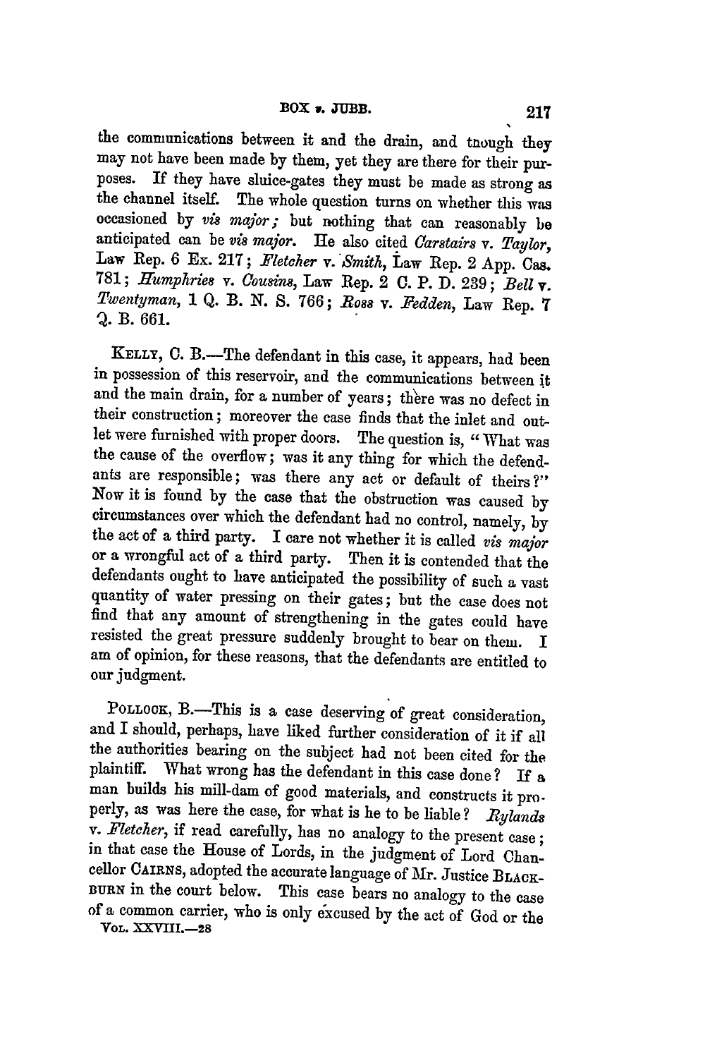the communications between it and the drain, and though they may not have been made by them, yet they are there for their purposes. If they have sluice-gates they must be made as strong as the channel itself. The whole question turns on whether this was occasioned by *vis major;* but nothing that can reasonably be anticipated can be *vis major.* He also cited *Carstairs* v. *Taylor,* Law Rep. 6 Ex. 217; *Fletcher* v. *Smith,* Law Rep. 2 App. Cas. 781; *Humphries* v. *Cousins,* Law Rep. 2 C. P. D. 239; *Bell* v. *Twentyman,* 1 Q. B. N. S. 766; *Ross* v. *Fedden,* Law Rep. 7 Q. B. 661.

KELLY, C. B.—The defendant in this case, it appears, had been in possession of this reservoir, and the communications between it and the main drain, for a number of years; there was no defect in their construction; moreover the case finds that the inlet and outlet were furnished with proper doors. The question is, "What was the cause of the overflow; was it any thing for which the defendants are responsible; was there any act or default of theirs?" Now it is found by the case that the obstruction was caused by circumstances over which the defendant had no control, namely, by the act of a third party. I care not whether it is called *vis major* or a wrongful act of a third party. Then it is contended that the defendants ought to have anticipated the possibility of such a vast quantity of water pressing on their gates; but the case does not find that any amount of strengthening in the gates could have resisted the great pressure suddenly brought to bear on them. I am of opinion, for these reasons, that the defendants are entitled to our judgment.

POLLOCK, B.—This is a case deserving of great consideration, and I should, perhaps, have liked further consideration of it if all the authorities bearing on the subject had not been cited for the plaintiff. What wrong has the defendant in this case done? If a man builds his mill-dam of good materials, and constructs it properly, as was here the case, for what is he to be liable? *Rylands* v. *Fletcher,* if read carefully, has no analogy to the present case; in that case the House of Lords, in the judgment of Lord Chancellor CAIRNS, adopted the accurate language of Mr. Justice BLACKBURN in the court below. This case bears no analogy to the case of a common carrier, who is only excused by the act of God or the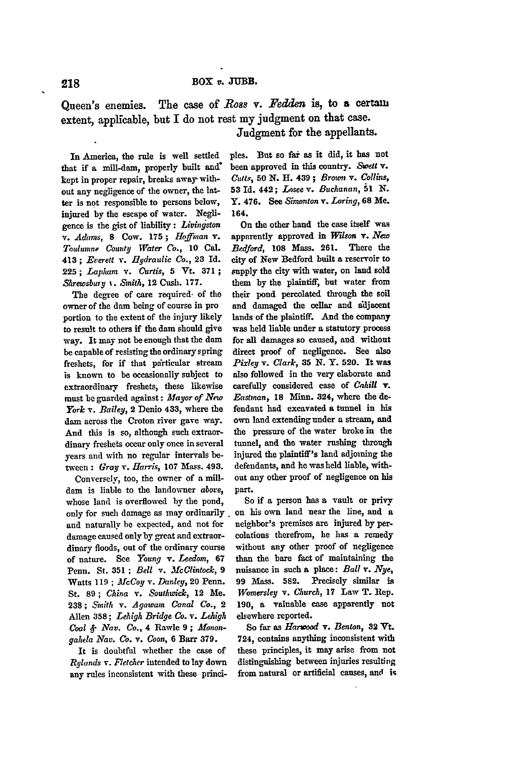Queen's enemies. The case of *Ross* v. *Fedden* is, to a certain extent, applicable, but I do not rest my judgment on that case.

Judgment for the appellants.

In America, the rule is well settled that if a mill-dam, properly built and kept in proper repair, breaks away without any negligence of the owner, the latter is not responsible to persons below, injured by the escape of water. Negligence is the gist of liability: *Livingston* v. *Adams*, 8 Cow. 175; *Hoffman* v. *Toulumne County Water Co.*, 10 Cal. 413; *Everett* v. *Hydraulic Co.*, 23 Id. 225; *Lapham* v. *Curtis*, 5 Vt. 371; *Shrewsbury* v. *Smith*, 12 Cush. 177.

The degree of care required of the owner of the dam being of course in proportion to the extent of the injury likely to result to others if the dam should give way. It may not be enough that the dam be capable of resisting the ordinary spring freshets, for if that particular stream is known to be occasionally subject to extraordinary freshets, these likewise must be guarded against: *Mayor of New York* v. *Bailey*, 2 Denio 433, where the dam across the Croton river gave way. And this is so, although such extraordinary freshets occur only once in several years and with no regular intervals between: *Gray* v. *Harris*, 107 Mass. 493.

Conversely, too, the owner of a mill-dam is liable to the landowner *above*, whose land is overflowed by the pond, only for such damage as may ordinarily and naturally be expected, and not for damage caused only by great and extraordinary floods, out of the ordinary course of nature. See *Young* v. *Leedom*, 67 Penn. St. 351; *Bell* v. *McClintock*, 9 Watts 119; *McCoy* v. *Danley*, 20 Penn. St. 89; *China* v. *Southwick*, 12 Me. 238; *Smith* v. *Agawam Canal Co.*, 2 Allen 358; *Lehigh Bridge Co.* v. *Lehigh Coal & Nav. Co.*, 4 Rawle 9; *Monongahela Nav. Co.* v. *Coon*, 6 Barr 379.

It is doubtful whether the case of *Rylands* v. *Fletcher* intended to lay down any rules inconsistent with these principles. But so far as it did, it has not been approved in this country. *Swett* v. *Cutts*, 50 N. H. 439; *Brown* v. *Collins*, 53 Id. 442; *Losee* v. *Buchanan*, 51 N. Y. 476. See *Simonton* v. *Loring*, 68 Me. 164.

On the other hand the case itself was apparently approved in *Wilson* v. *New Bedford*, 108 Mass. 261. There the city of New Bedford built a reservoir to supply the city with water, on land sold them by the plaintiff, but water from their pond percolated through the soil and damaged the cellar and adjacent lands of the plaintiff. And the company was held liable under a statutory process for all damages so caused, and without direct proof of negligence. See also *Pixley* v. *Clark*, 35 N. Y. 520. It was also followed in the very elaborate and carefully considered case of *Cahill* v. *Eastman*, 18 Minn. 324, where the defendant had excavated a tunnel in his own land extending under a stream, and the pressure of the water broke in the tunnel, and the water rushing through injured the plaintiff's land adjoining the defendants, and he was held liable, without any other proof of negligence on his part.

So if a person has a vault or privy on his own land near the line, and a neighbor's premises are injured by percolations therefrom, he has a remedy without any other proof of negligence than the bare fact of maintaining the nuisance in such a place: *Ball* v. *Nye*, 99 Mass. 582. Precisely similar is *Womersley* v. *Church*, 17 Law T. Rep. 190, a valuable case apparently not elsewhere reported.

So far as *Harwood* v. *Benton*, 32 Vt. 724, contains anything inconsistent with these principles, it may arise from not distinguishing between injuries resulting from natural or artificial causes, and is